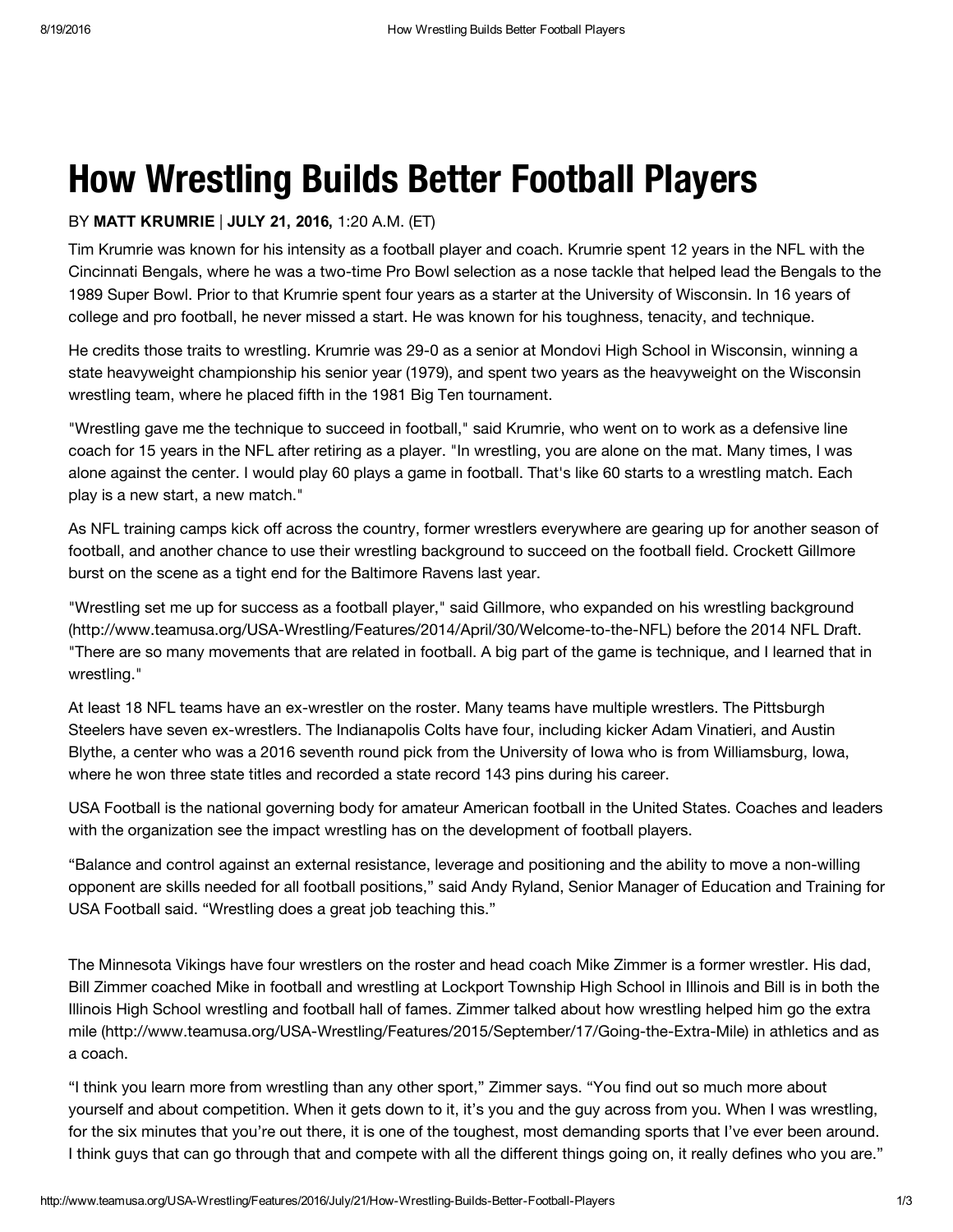# How Wrestling Builds Better Football Players

BY **MATT KRUMRIE** | **JULY 21, 2016,** 1:20 A.M. (ET)

Tim Krumrie was known for his intensity as a football player and coach. Krumrie spent 12 years in the NFL with the Cincinnati Bengals, where he was a two-time Pro Bowl selection as a nose tackle that helped lead the Bengals to the 1989 Super Bowl. Prior to that Krumrie spent four years as a starter at the University of Wisconsin. In 16 years of college and pro football, he never missed a start. He was known for his toughness, tenacity, and technique.

He credits those traits to wrestling. Krumrie was 29-0 as a senior at Mondovi High School in Wisconsin, winning a state heavyweight championship his senior year (1979), and spent two years as the heavyweight on the Wisconsin wrestling team, where he placed fifth in the 1981 Big Ten tournament.

"Wrestling gave me the technique to succeed in football," said Krumrie, who went on to work as a defensive line coach for 15 years in the NFL after retiring as a player. "In wrestling, you are alone on the mat. Many times, I was alone against the center. I would play 60 plays a game in football. That's like 60 starts to a wrestling match. Each play is a new start, a new match."

As NFL training camps kick off across the country, former wrestlers everywhere are gearing up for another season of football, and another chance to use their wrestling background to succeed on the football field. Crockett Gillmore burst on the scene as a tight end for the Baltimore Ravens last year.

"Wrestling set me up for success as a football player," said Gillmore, who expanded on his wrestling background (http://www.teamusa.org/USA-Wrestling/Features/2014/April/30/Welcome-to-the-NFL) before the 2014 NFL Draft. "There are so many movements that are related in football. A big part of the game is technique, and I learned that in wrestling."

At least 18 NFL teams have an ex-wrestler on the roster. Many teams have multiple wrestlers. The Pittsburgh Steelers have seven ex-wrestlers. The Indianapolis Colts have four, including kicker Adam Vinatieri, and Austin Blythe, a center who was a 2016 seventh round pick from the University of Iowa who is from Williamsburg, Iowa, where he won three state titles and recorded a state record 143 pins during his career.

USA Football is the national governing body for amateur American football in the United States. Coaches and leaders with the organization see the impact wrestling has on the development of football players.

"Balance and control against an external resistance, leverage and positioning and the ability to move a non-willing opponent are skills needed for all football positions," said Andy Ryland, Senior Manager of Education and Training for USA Football said. "Wrestling does a great job teaching this."

The Minnesota Vikings have four wrestlers on the roster and head coach Mike Zimmer is a former wrestler. His dad, Bill Zimmer coached Mike in football and wrestling at Lockport Township High School in Illinois and Bill is in both the Illinois High School wrestling and football hall of fames. Zimmer talked about how wrestling helped him go the extra mile (http://www.teamusa.org/USA-Wrestling/Features/2015/September/17/Going-the-Extra-Mile) in athletics and as a coach.

"I think you learn more from wrestling than any other sport," Zimmer says. "You find out so much more about yourself and about competition. When it gets down to it, it's you and the guy across from you. When I was wrestling, for the six minutes that you're out there, it is one of the toughest, most demanding sports that I've ever been around. I think guys that can go through that and compete with all the different things going on, it really defines who you are."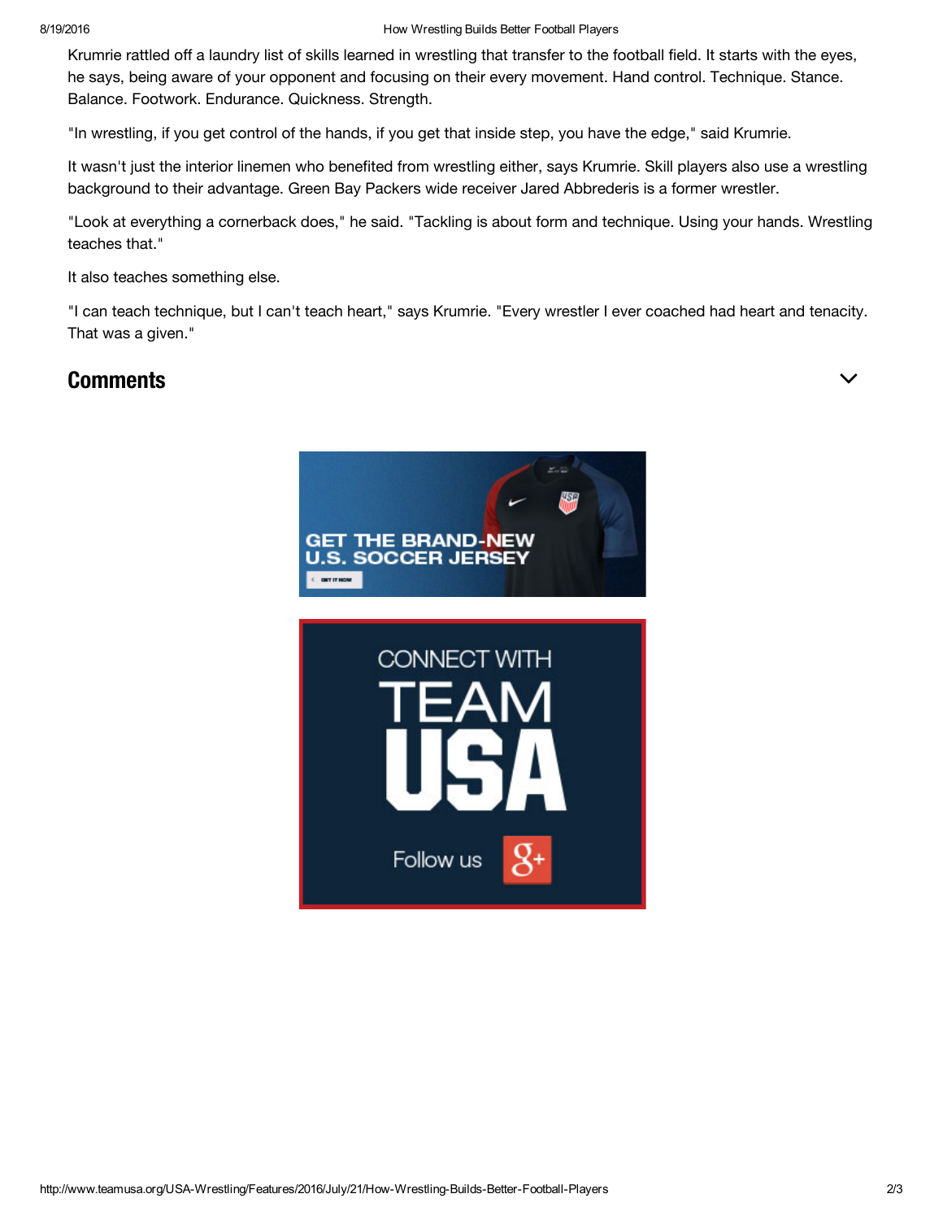Krumrie rattled off a laundry list of skills learned in wrestling that transfer to the football field. It starts with the eyes, he says, being aware of your opponent and focusing on their every movement. Hand control. Technique. Stance. Balance. Footwork. Endurance. Quickness. Strength.

"In wrestling, if you get control of the hands, if you get that inside step, you have the edge," said Krumrie.

It wasn't just the interior linemen who benefited from wrestling either, says Krumrie. Skill players also use a wrestling background to their advantage. Green Bay Packers wide receiver Jared Abbrederis is a former wrestler.

"Look at everything a cornerback does," he said. "Tackling is about form and technique. Using your hands. Wrestling teaches that."

It also teaches something else.

"I can teach technique, but I can't teach heart," says Krumrie. "Every wrestler I ever coached had heart and tenacity. That was a given."

## Comments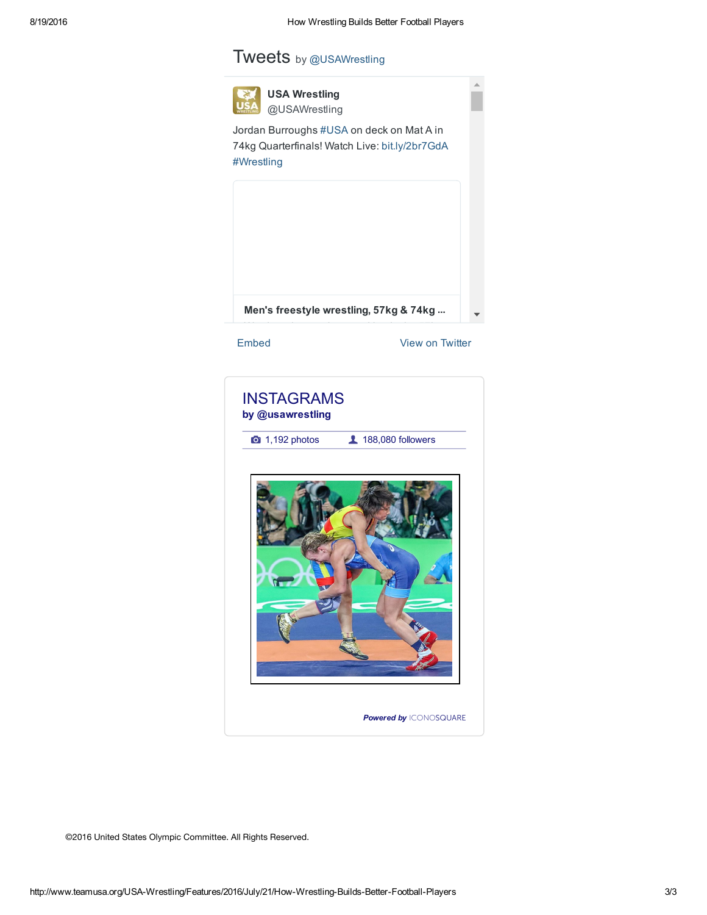## Tweets by @USAWrestling

**USA Wrestling**
@USAWrestling

Jordan Burroughs #USA on deck on Mat A in 74kg Quarterfinals! Watch Live: bit.ly/2br7GdA #Wrestling

**Men's freestyle wrestling, 57kg & 74kg ...**

Embed

View on Twitter

## INSTAGRAMS
**by @usawrestling**

1,192 photos | 188,080 followers

***Powered by*** ICONOSQUARE

©2016 United States Olympic Committee. All Rights Reserved.